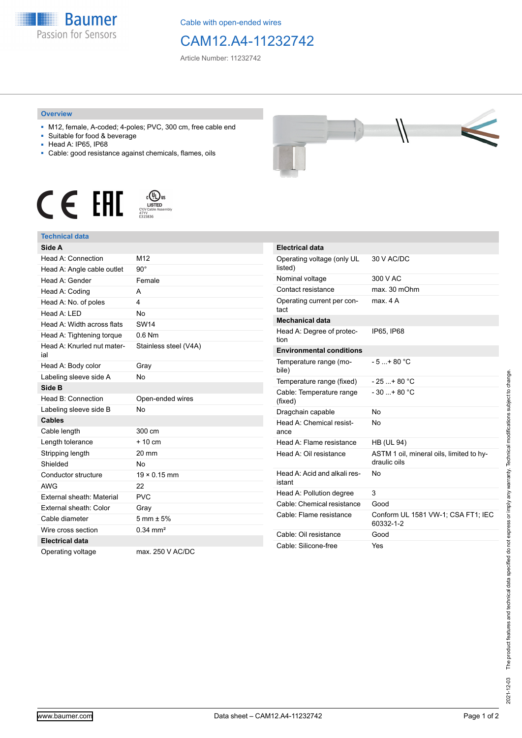Cable with open-ended wires

# CAM12.A4-11232742

Article Number: 11232742

## Overview

- M12, female, A-coded; 4-poles; PVC, 300 cm, free cable end
- Suitable for food & beverage
- Head A: IP65, IP68
- Cable: good resistance against chemicals, flames, oils

LISTED CYJV Cable Assembly 47YV E315836

## Technical data

| Side A | |
|---|---|
| Head A: Connection | M12 |
| Head A: Angle cable outlet | 90° |
| Head A: Gender | Female |
| Head A: Coding | A |
| Head A: No. of poles | 4 |
| Head A: LED | No |
| Head A: Width across flats | SW14 |
| Head A: Tightening torque | 0.6 Nm |
| Head A: Knurled nut material | Stainless steel (V4A) |
| Head A: Body color | Gray |
| Labeling sleeve side A | No |
| **Side B** | |
| Head B: Connection | Open-ended wires |
| Labeling sleeve side B | No |
| **Cables** | |
| Cable length | 300 cm |
| Length tolerance | + 10 cm |
| Stripping length | 20 mm |
| Shielded | No |
| Conductor structure | 19 × 0.15 mm |
| AWG | 22 |
| External sheath: Material | PVC |
| External sheath: Color | Gray |
| Cable diameter | 5 mm ± 5% |
| Wire cross section | 0.34 mm² |
| **Electrical data** | |
| Operating voltage | max. 250 V AC/DC |

| Electrical data | |
|---|---|
| Operating voltage (only UL listed) | 30 V AC/DC |
| Nominal voltage | 300 V AC |
| Contact resistance | max. 30 mOhm |
| Operating current per contact | max. 4 A |
| **Mechanical data** | |
| Head A: Degree of protection | IP65, IP68 |
| **Environmental conditions** | |
| Temperature range (mobile) | - 5 ...+ 80 °C |
| Temperature range (fixed) | - 25 ...+ 80 °C |
| Cable: Temperature range (fixed) | - 30 ...+ 80 °C |
| Dragchain capable | No |
| Head A: Chemical resistance | No |
| Head A: Flame resistance | HB (UL 94) |
| Head A: Oil resistance | ASTM 1 oil, mineral oils, limited to hydraulic oils |
| Head A: Acid and alkali resistant | No |
| Head A: Pollution degree | 3 |
| Cable: Chemical resistance | Good |
| Cable: Flame resistance | Conform UL 1581 VW-1; CSA FT1; IEC 60332-1-2 |
| Cable: Oil resistance | Good |
| Cable: Silicone-free | Yes |

2021-12-03 The product features and technical data specified do not express or imply any warranty. Technical modifications subject to change.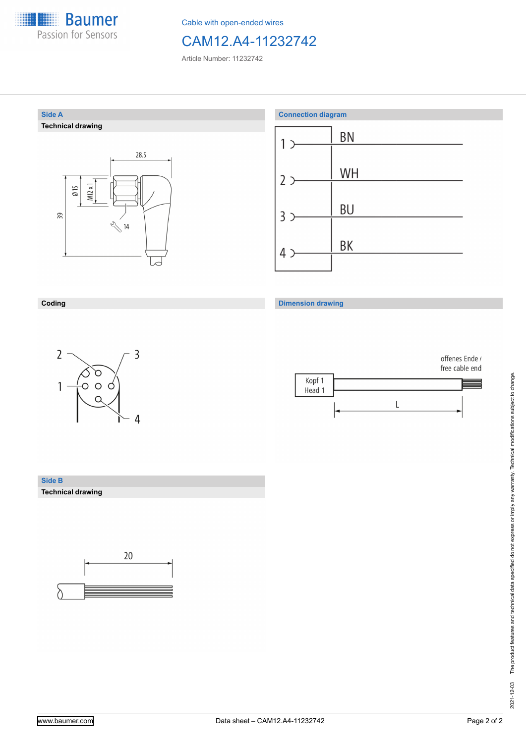Cable with open-ended wires

# CAM12.A4-11232742

Article Number: 11232742

## Side A

### Technical drawing

28.5

Ø 15

M12 x 1

39

14

## Connection diagram

1 BN

2 WH

3 BU

4 BK

### Coding

2

3

1

4

## Dimension drawing

offenes Ende / free cable end

Kopf 1 Head 1

L

## Side B

### Technical drawing

20

The product features and technical data specified do not express or imply any warranty. Technical modifications subject to change.

2021-12-03

www.baumer.com

Data sheet – CAM12.A4-11232742